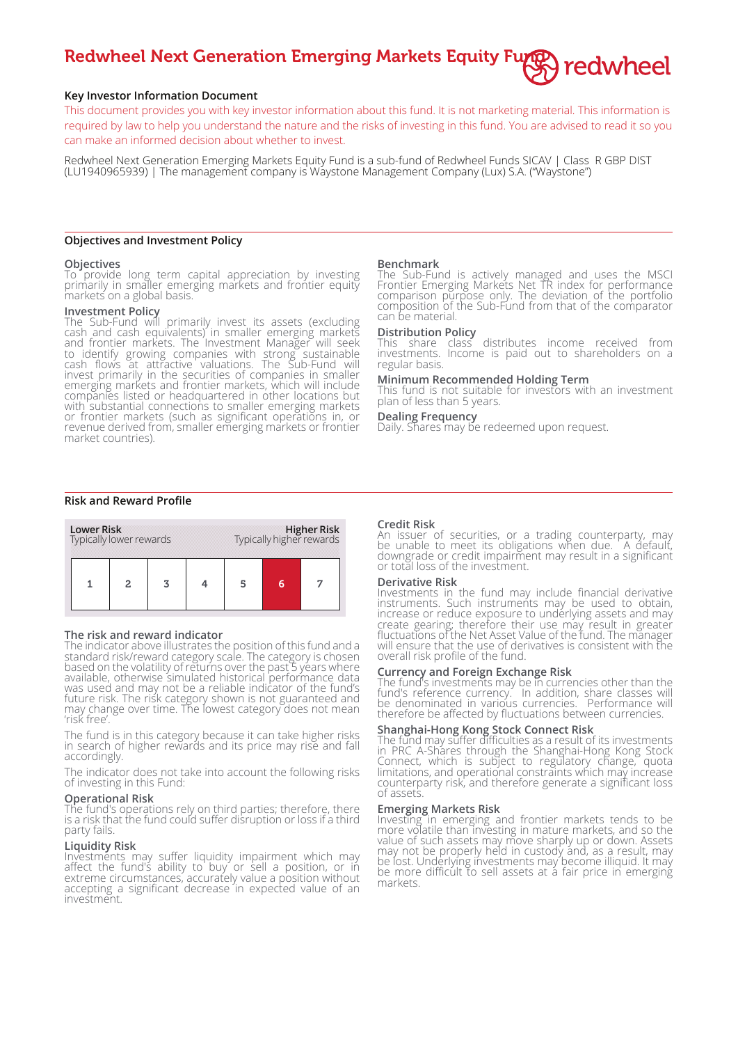# Redwheel Next Generation Emerging Markets Equity Fund

## Key Investor Information Document

This document provides you with key investor information about this fund. It is not marketing material. This information is required by law to help you understand the nature and the risks of investing in this fund. You are advised to read it so you can make an informed decision about whether to invest.

Redwheel Next Generation Emerging Markets Equity Fund is a sub-fund of Redwheel Funds SICAV | Class R GBP DIST (LU1940965939) | The management company is Waystone Management Company (Lux) S.A. ("Waystone")

## Objectives and Investment Policy

### Objectives

To provide long term capital appreciation by investing primarily in smaller emerging markets and frontier equity markets on a global basis.

### Investment Policy

The Sub-Fund will primarily invest its assets (excluding cash and cash equivalents) in smaller emerging markets and frontier markets. The Investment Manager will seek to identify growing companies with strong sustainable cash flows at attractive valuations. The Sub-Fund will invest primarily in the securities of companies in smaller emerging markets and frontier markets, which will include companies listed or headquartered in other locations but with substantial connections to smaller emerging markets or frontier markets (such as significant operations in, or revenue derived from, smaller emerging markets or frontier market countries).

### Benchmark

The Sub-Fund is actively managed and uses the MSCI Frontier Emerging Markets Net TR index for performance comparison purpose only. The deviation of the portfolio composition of the Sub-Fund from that of the comparator can be material.

### Distribution Policy

This share class distributes income received from investments. Income is paid out to shareholders on a regular basis.

### Minimum Recommended Holding Term

This fund is not suitable for investors with an investment plan of less than 5 years.

### Dealing Frequency

Daily. Shares may be redeemed upon request.

## Risk and Reward Profile

| Lower Risk<br>Typically lower rewards | | | | | | Higher Risk<br>Typically higher rewards |
|---|---|---|---|---|---|---|
| 1 | 2 | 3 | 4 | 5 | **6** | 7 |

### The risk and reward indicator

The indicator above illustrates the position of this fund and a standard risk/reward category scale. The category is chosen based on the volatility of returns over the past 5 years where available, otherwise simulated historical performance data was used and may not be a reliable indicator of the fund's future risk. The risk category shown is not guaranteed and may change over time. The lowest category does not mean 'risk free'.

The fund is in this category because it can take higher risks in search of higher rewards and its price may rise and fall accordingly.

The indicator does not take into account the following risks of investing in this Fund:

### Operational Risk

The fund's operations rely on third parties; therefore, there is a risk that the fund could suffer disruption or loss if a third party fails.

### Liquidity Risk

Investments may suffer liquidity impairment which may affect the fund's ability to buy or sell a position, or in extreme circumstances, accurately value a position without accepting a significant decrease in expected value of an investment.

### Credit Risk

An issuer of securities, or a trading counterparty, may be unable to meet its obligations when due. A default, downgrade or credit impairment may result in a significant or total loss of the investment.

### Derivative Risk

Investments in the fund may include financial derivative instruments. Such instruments may be used to obtain, increase or reduce exposure to underlying assets and may create gearing; therefore their use may result in greater fluctuations of the Net Asset Value of the fund. The manager will ensure that the use of derivatives is consistent with the overall risk profile of the fund.

### Currency and Foreign Exchange Risk

The fund's investments may be in currencies other than the fund's reference currency. In addition, share classes will be denominated in various currencies. Performance will therefore be affected by fluctuations between currencies.

### Shanghai-Hong Kong Stock Connect Risk

The fund may suffer difficulties as a result of its investments in PRC A-Shares through the Shanghai-Hong Kong Stock Connect, which is subject to regulatory change, quota limitations, and operational constraints which may increase counterparty risk, and therefore generate a significant loss of assets.

### Emerging Markets Risk

Investing in emerging and frontier markets tends to be more volatile than investing in mature markets, and so the value of such assets may move sharply up or down. Assets may not be properly held in custody and, as a result, may be lost. Underlying investments may become illiquid. It may be more difficult to sell assets at a fair price in emerging markets.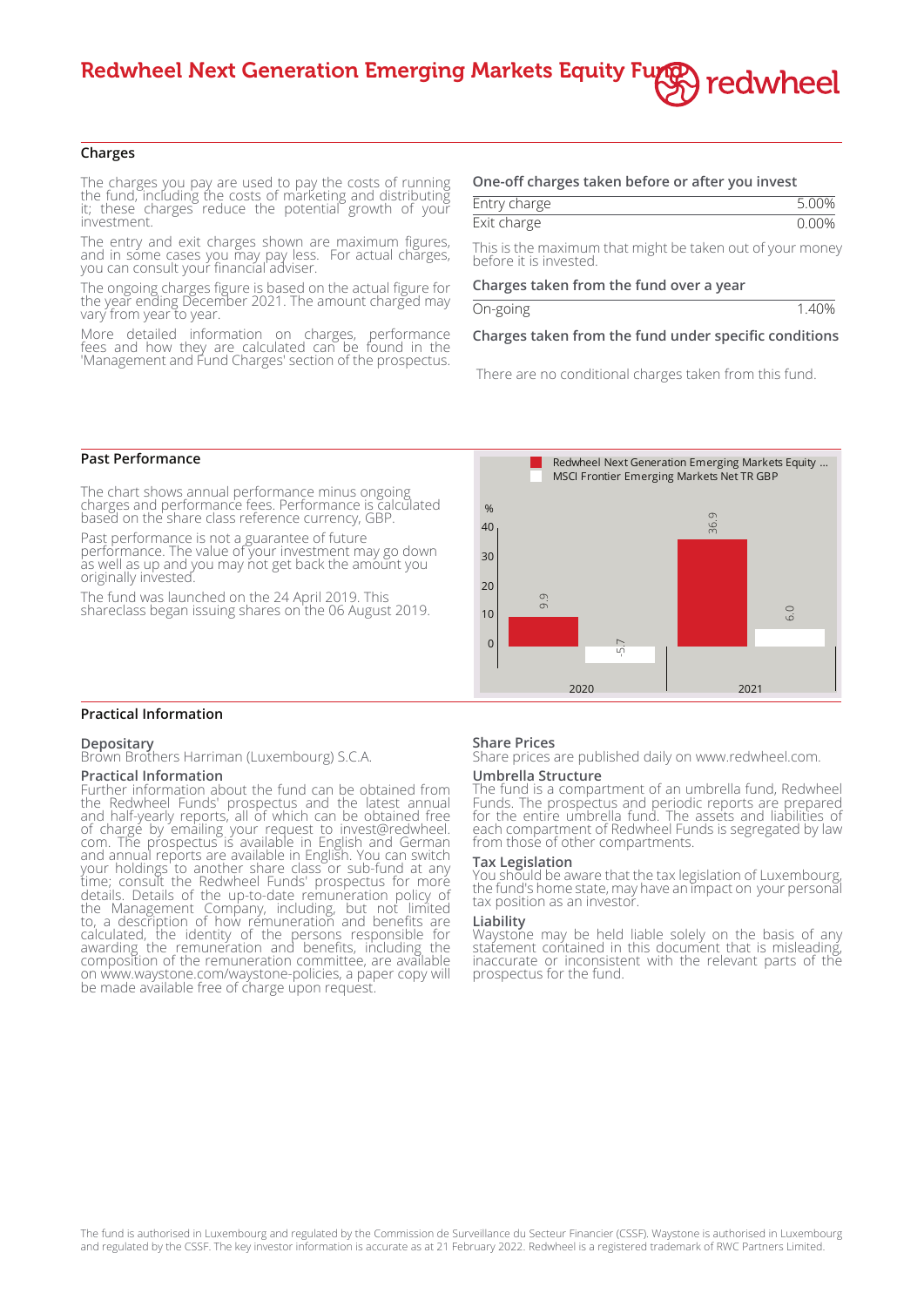## Charges

The charges you pay are used to pay the costs of running the fund, including the costs of marketing and distributing it; these charges reduce the potential growth of your investment.

The entry and exit charges shown are maximum figures, and in some cases you may pay less. For actual charges, you can consult your financial adviser.

The ongoing charges figure is based on the actual figure for the year ending December 2021. The amount charged may vary from year to year.

More detailed information on charges, performance fees and how they are calculated can be found in the 'Management and Fund Charges' section of the prospectus.

**One-off charges taken before or after you invest**

| | |
|---|---|
| Entry charge | 5.00% |
| Exit charge | 0.00% |

This is the maximum that might be taken out of your money before it is invested.

**Charges taken from the fund over a year**

| | |
|---|---|
| On-going | 1.40% |

**Charges taken from the fund under specific conditions**

There are no conditional charges taken from this fund.

## Past Performance

The chart shows annual performance minus ongoing charges and performance fees. Performance is calculated based on the share class reference currency, GBP.

Past performance is not a guarantee of future performance. The value of your investment may go down as well as up and you may not get back the amount you originally invested.

The fund was launched on the 24 April 2019. This shareclass began issuing shares on the 06 August 2019.

Redwheel Next Generation Emerging Markets Equity ...
MSCI Frontier Emerging Markets Net TR GBP

%
40
30
20
10
0

9.9
-5.7
36.9
6.0

2020
2021

## Practical Information

**Depositary**
Brown Brothers Harriman (Luxembourg) S.C.A.

**Practical Information**
Further information about the fund can be obtained from the Redwheel Funds' prospectus and the latest annual and half-yearly reports, all of which can be obtained free of charge by emailing your request to invest@redwheel.com. The prospectus is available in English and German and annual reports are available in English. You can switch your holdings to another share class or sub-fund at any time; consult the Redwheel Funds' prospectus for more details. Details of the up-to-date remuneration policy of the Management Company, including, but not limited to, a description of how remuneration and benefits are calculated, the identity of the persons responsible for awarding the remuneration and benefits, including the composition of the remuneration committee, are available on www.waystone.com/waystone-policies, a paper copy will be made available free of charge upon request.

**Share Prices**
Share prices are published daily on www.redwheel.com.

**Umbrella Structure**
The fund is a compartment of an umbrella fund, Redwheel Funds. The prospectus and periodic reports are prepared for the entire umbrella fund. The assets and liabilities of each compartment of Redwheel Funds is segregated by law from those of other compartments.

**Tax Legislation**
You should be aware that the tax legislation of Luxembourg, the fund's home state, may have an impact on your personal tax position as an investor.

**Liability**
Waystone may be held liable solely on the basis of any statement contained in this document that is misleading, inaccurate or inconsistent with the relevant parts of the prospectus for the fund.

The fund is authorised in Luxembourg and regulated by the Commission de Surveillance du Secteur Financier (CSSF). Waystone is authorised in Luxembourg and regulated by the CSSF. The key investor information is accurate as at 21 February 2022. Redwheel is a registered trademark of RWC Partners Limited.